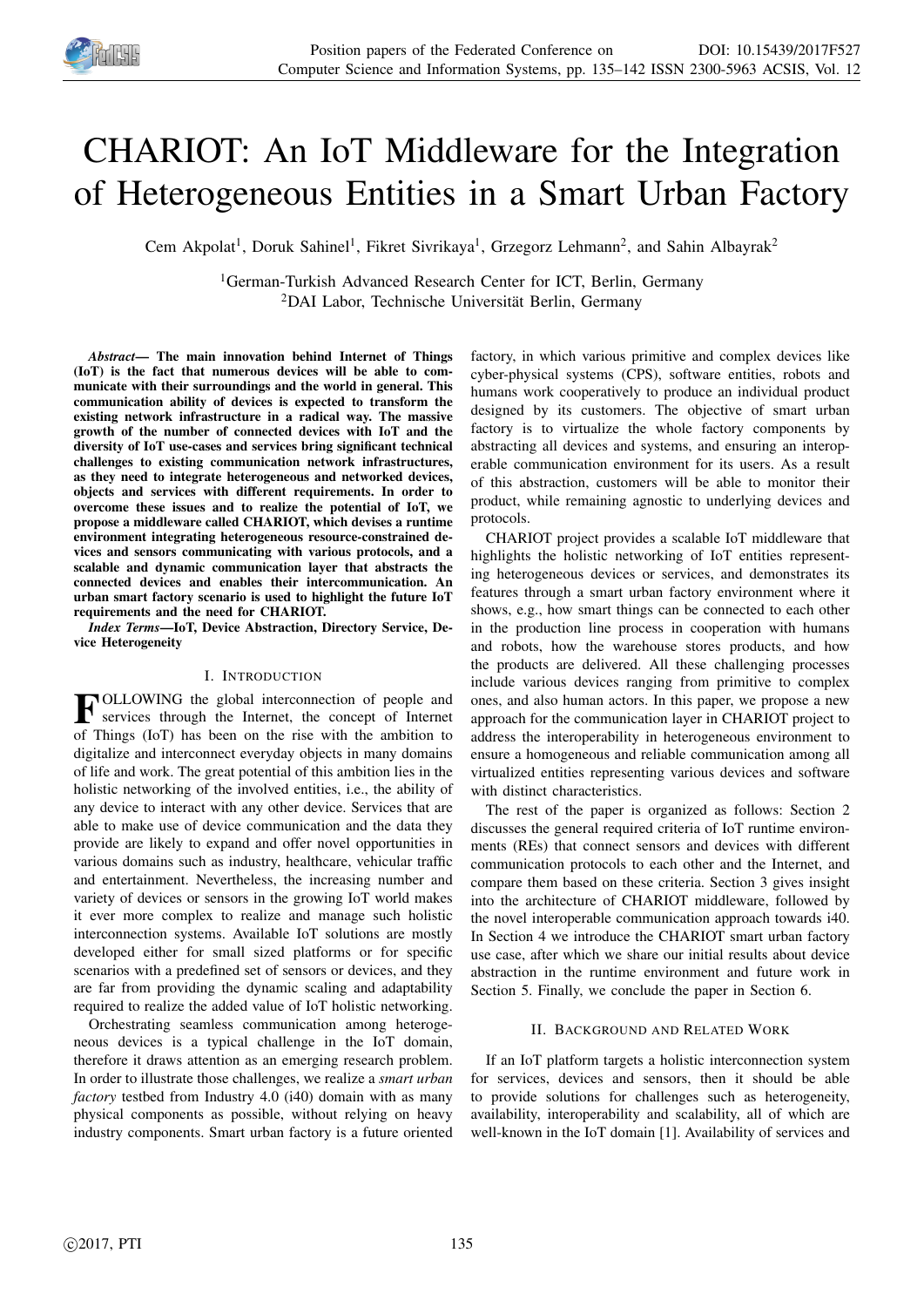# CHARIOT: An IoT Middleware for the Integration of Heterogeneous Entities in a Smart Urban Factory

Cem Akpolat[1], Doruk Sahinel[1], Fikret Sivrikaya[1], Grzegorz Lehmann[2], and Sahin Albayrak[2]

[1]German-Turkish Advanced Research Center for ICT, Berlin, Germany
[2]DAI Labor, Technische Universität Berlin, Germany

***Abstract*— The main innovation behind Internet of Things (IoT) is the fact that numerous devices will be able to communicate with their surroundings and the world in general. This communication ability of devices is expected to transform the existing network infrastructure in a radical way. The massive growth of the number of connected devices with IoT and the diversity of IoT use-cases and services bring significant technical challenges to existing communication network infrastructures, as they need to integrate heterogeneous and networked devices, objects and services with different requirements. In order to overcome these issues and to realize the potential of IoT, we propose a middleware called CHARIOT, which devises a runtime environment integrating heterogeneous resource-constrained devices and sensors communicating with various protocols, and a scalable and dynamic communication layer that abstracts the connected devices and enables their intercommunication. An urban smart factory scenario is used to highlight the future IoT requirements and the need for CHARIOT.**

***Index Terms*—IoT, Device Abstraction, Directory Service, Device Heterogeneity**

## I. Introduction

FOLLOWING the global interconnection of people and services through the Internet, the concept of Internet of Things (IoT) has been on the rise with the ambition to digitalize and interconnect everyday objects in many domains of life and work. The great potential of this ambition lies in the holistic networking of the involved entities, i.e., the ability of any device to interact with any other device. Services that are able to make use of device communication and the data they provide are likely to expand and offer novel opportunities in various domains such as industry, healthcare, vehicular traffic and entertainment. Nevertheless, the increasing number and variety of devices or sensors in the growing IoT world makes it ever more complex to realize and manage such holistic interconnection systems. Available IoT solutions are mostly developed either for small sized platforms or for specific scenarios with a predefined set of sensors or devices, and they are far from providing the dynamic scaling and adaptability required to realize the added value of IoT holistic networking.

Orchestrating seamless communication among heterogeneous devices is a typical challenge in the IoT domain, therefore it draws attention as an emerging research problem. In order to illustrate those challenges, we realize a *smart urban factory* testbed from Industry 4.0 (i40) domain with as many physical components as possible, without relying on heavy industry components. Smart urban factory is a future oriented factory, in which various primitive and complex devices like cyber-physical systems (CPS), software entities, robots and humans work cooperatively to produce an individual product designed by its customers. The objective of smart urban factory is to virtualize the whole factory components by abstracting all devices and systems, and ensuring an interoperable communication environment for its users. As a result of this abstraction, customers will be able to monitor their product, while remaining agnostic to underlying devices and protocols.

CHARIOT project provides a scalable IoT middleware that highlights the holistic networking of IoT entities representing heterogeneous devices or services, and demonstrates its features through a smart urban factory environment where it shows, e.g., how smart things can be connected to each other in the production line process in cooperation with humans and robots, how the warehouse stores products, and how the products are delivered. All these challenging processes include various devices ranging from primitive to complex ones, and also human actors. In this paper, we propose a new approach for the communication layer in CHARIOT project to address the interoperability in heterogeneous environment to ensure a homogeneous and reliable communication among all virtualized entities representing various devices and software with distinct characteristics.

The rest of the paper is organized as follows: Section 2 discusses the general required criteria of IoT runtime environments (REs) that connect sensors and devices with different communication protocols to each other and the Internet, and compare them based on these criteria. Section 3 gives insight into the architecture of CHARIOT middleware, followed by the novel interoperable communication approach towards i40. In Section 4 we introduce the CHARIOT smart urban factory use case, after which we share our initial results about device abstraction in the runtime environment and future work in Section 5. Finally, we conclude the paper in Section 6.

## II. Background and Related Work

If an IoT platform targets a holistic interconnection system for services, devices and sensors, then it should be able to provide solutions for challenges such as heterogeneity, availability, interoperability and scalability, all of which are well-known in the IoT domain [1]. Availability of services and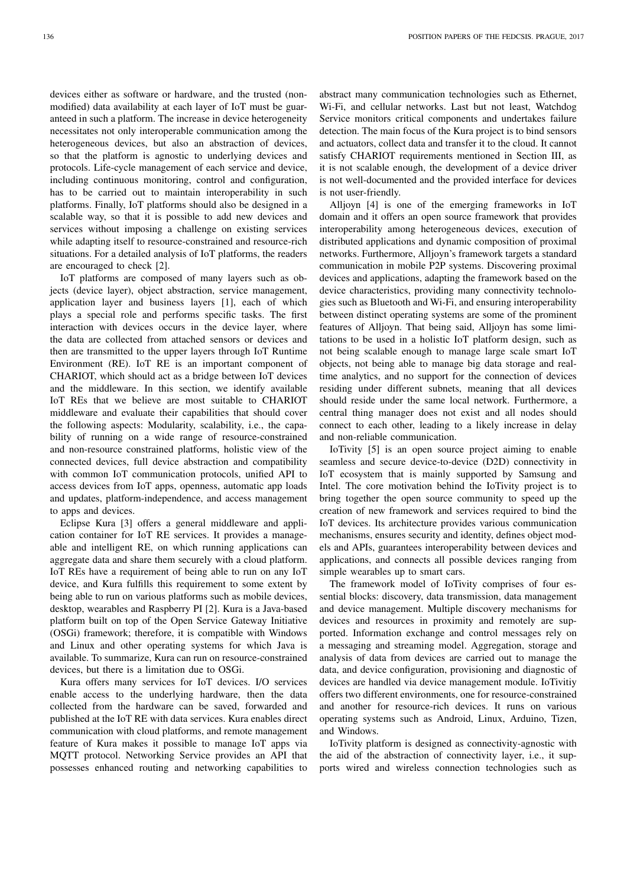devices either as software or hardware, and the trusted (non-modified) data availability at each layer of IoT must be guaranteed in such a platform. The increase in device heterogeneity necessitates not only interoperable communication among the heterogeneous devices, but also an abstraction of devices, so that the platform is agnostic to underlying devices and protocols. Life-cycle management of each service and device, including continuous monitoring, control and configuration, has to be carried out to maintain interoperability in such platforms. Finally, IoT platforms should also be designed in a scalable way, so that it is possible to add new devices and services without imposing a challenge on existing services while adapting itself to resource-constrained and resource-rich situations. For a detailed analysis of IoT platforms, the readers are encouraged to check [2].

IoT platforms are composed of many layers such as objects (device layer), object abstraction, service management, application layer and business layers [1], each of which plays a special role and performs specific tasks. The first interaction with devices occurs in the device layer, where the data are collected from attached sensors or devices and then are transmitted to the upper layers through IoT Runtime Environment (RE). IoT RE is an important component of CHARIOT, which should act as a bridge between IoT devices and the middleware. In this section, we identify available IoT REs that we believe are most suitable to CHARIOT middleware and evaluate their capabilities that should cover the following aspects: Modularity, scalability, i.e., the capability of running on a wide range of resource-constrained and non-resource constrained platforms, holistic view of the connected devices, full device abstraction and compatibility with common IoT communication protocols, unified API to access devices from IoT apps, openness, automatic app loads and updates, platform-independence, and access management to apps and devices.

Eclipse Kura [3] offers a general middleware and application container for IoT RE services. It provides a manageable and intelligent RE, on which running applications can aggregate data and share them securely with a cloud platform. IoT REs have a requirement of being able to run on any IoT device, and Kura fulfills this requirement to some extent by being able to run on various platforms such as mobile devices, desktop, wearables and Raspberry PI [2]. Kura is a Java-based platform built on top of the Open Service Gateway Initiative (OSGi) framework; therefore, it is compatible with Windows and Linux and other operating systems for which Java is available. To summarize, Kura can run on resource-constrained devices, but there is a limitation due to OSGi.

Kura offers many services for IoT devices. I/O services enable access to the underlying hardware, then the data collected from the hardware can be saved, forwarded and published at the IoT RE with data services. Kura enables direct communication with cloud platforms, and remote management feature of Kura makes it possible to manage IoT apps via MQTT protocol. Networking Service provides an API that possesses enhanced routing and networking capabilities to abstract many communication technologies such as Ethernet, Wi-Fi, and cellular networks. Last but not least, Watchdog Service monitors critical components and undertakes failure detection. The main focus of the Kura project is to bind sensors and actuators, collect data and transfer it to the cloud. It cannot satisfy CHARIOT requirements mentioned in Section III, as it is not scalable enough, the development of a device driver is not well-documented and the provided interface for devices is not user-friendly.

Alljoyn [4] is one of the emerging frameworks in IoT domain and it offers an open source framework that provides interoperability among heterogeneous devices, execution of distributed applications and dynamic composition of proximal networks. Furthermore, Alljoyn's framework targets a standard communication in mobile P2P systems. Discovering proximal devices and applications, adapting the framework based on the device characteristics, providing many connectivity technologies such as Bluetooth and Wi-Fi, and ensuring interoperability between distinct operating systems are some of the prominent features of Alljoyn. That being said, Alljoyn has some limitations to be used in a holistic IoT platform design, such as not being scalable enough to manage large scale smart IoT objects, not being able to manage big data storage and real-time analytics, and no support for the connection of devices residing under different subnets, meaning that all devices should reside under the same local network. Furthermore, a central thing manager does not exist and all nodes should connect to each other, leading to a likely increase in delay and non-reliable communication.

IoTivity [5] is an open source project aiming to enable seamless and secure device-to-device (D2D) connectivity in IoT ecosystem that is mainly supported by Samsung and Intel. The core motivation behind the IoTivity project is to bring together the open source community to speed up the creation of new framework and services required to bind the IoT devices. Its architecture provides various communication mechanisms, ensures security and identity, defines object models and APIs, guarantees interoperability between devices and applications, and connects all possible devices ranging from simple wearables up to smart cars.

The framework model of IoTivity comprises of four essential blocks: discovery, data transmission, data management and device management. Multiple discovery mechanisms for devices and resources in proximity and remotely are supported. Information exchange and control messages rely on a messaging and streaming model. Aggregation, storage and analysis of data from devices are carried out to manage the data, and device configuration, provisioning and diagnostic of devices are handled via device management module. IoTivitiy offers two different environments, one for resource-constrained and another for resource-rich devices. It runs on various operating systems such as Android, Linux, Arduino, Tizen, and Windows.

IoTivity platform is designed as connectivity-agnostic with the aid of the abstraction of connectivity layer, i.e., it supports wired and wireless connection technologies such as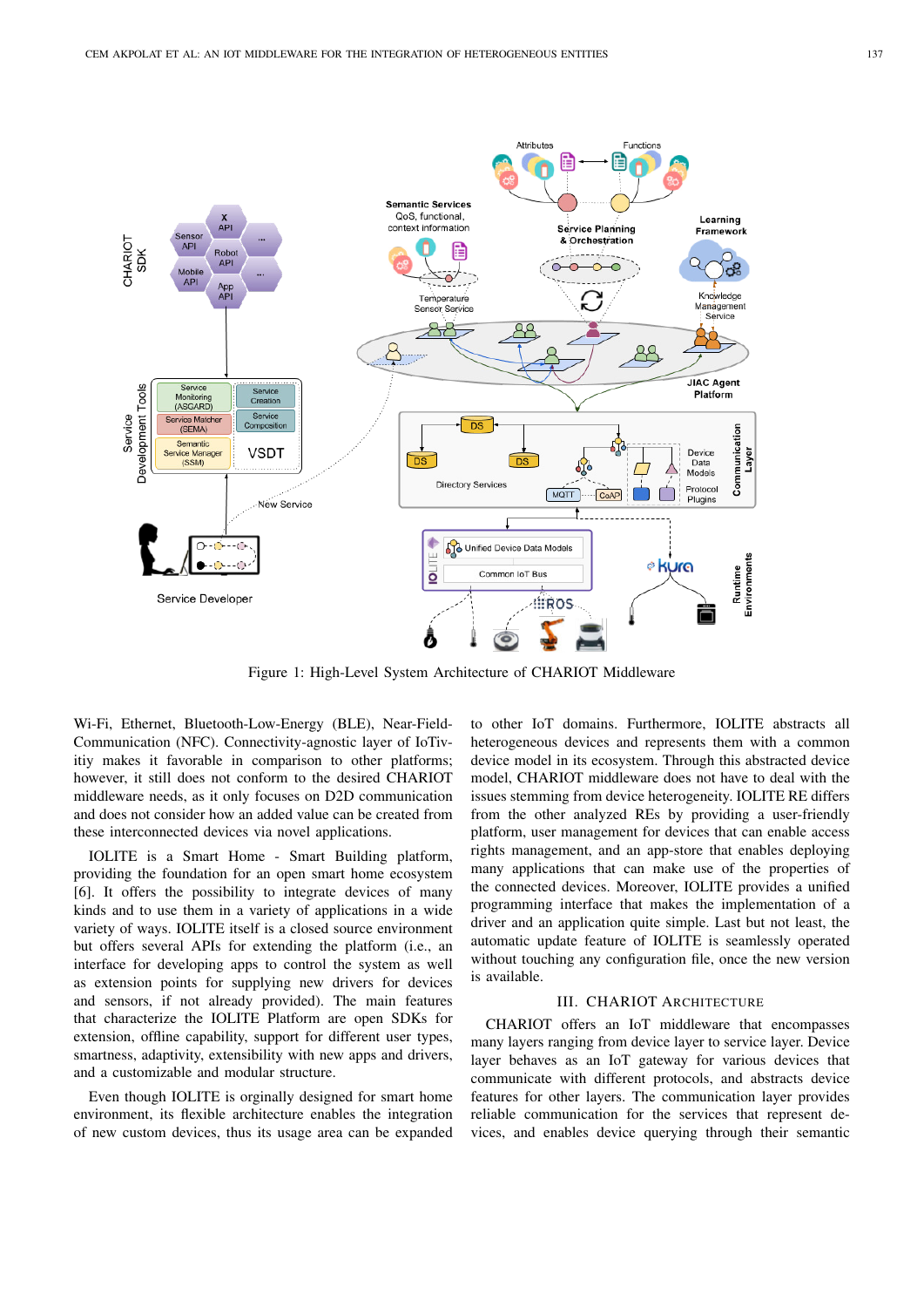Figure 1: High-Level System Architecture of CHARIOT Middleware

Wi-Fi, Ethernet, Bluetooth-Low-Energy (BLE), Near-Field-Communication (NFC). Connectivity-agnostic layer of IoTivity makes it favorable in comparison to other platforms; however, it still does not conform to the desired CHARIOT middleware needs, as it only focuses on D2D communication and does not consider how an added value can be created from these interconnected devices via novel applications.

IOLITE is a Smart Home - Smart Building platform, providing the foundation for an open smart home ecosystem [6]. It offers the possibility to integrate devices of many kinds and to use them in a variety of applications in a wide variety of ways. IOLITE itself is a closed source environment but offers several APIs for extending the platform (i.e., an interface for developing apps to control the system as well as extension points for supplying new drivers for devices and sensors, if not already provided). The main features that characterize the IOLITE Platform are open SDKs for extension, offline capability, support for different user types, smartness, adaptivity, extensibility with new apps and drivers, and a customizable and modular structure.

Even though IOLITE is orginally designed for smart home environment, its flexible architecture enables the integration of new custom devices, thus its usage area can be expanded to other IoT domains. Furthermore, IOLITE abstracts all heterogeneous devices and represents them with a common device model in its ecosystem. Through this abstracted device model, CHARIOT middleware does not have to deal with the issues stemming from device heterogeneity. IOLITE RE differs from the other analyzed REs by providing a user-friendly platform, user management for devices that can enable access rights management, and an app-store that enables deploying many applications that can make use of the properties of the connected devices. Moreover, IOLITE provides a unified programming interface that makes the implementation of a driver and an application quite simple. Last but not least, the automatic update feature of IOLITE is seamlessly operated without touching any configuration file, once the new version is available.

## III. CHARIOT Architecture

CHARIOT offers an IoT middleware that encompasses many layers ranging from device layer to service layer. Device layer behaves as an IoT gateway for various devices that communicate with different protocols, and abstracts device features for other layers. The communication layer provides reliable communication for the services that represent devices, and enables device querying through their semantic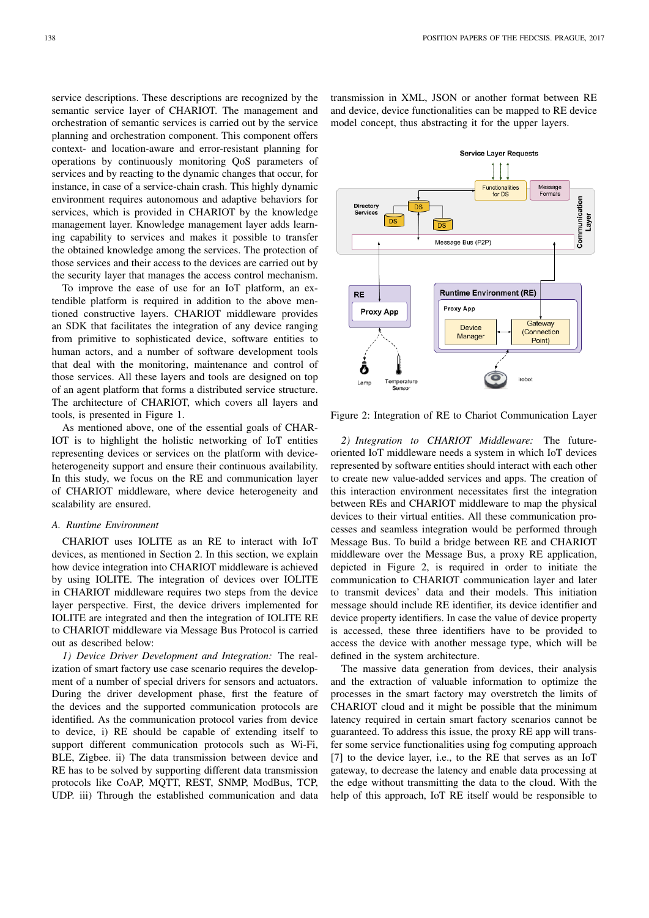service descriptions. These descriptions are recognized by the semantic service layer of CHARIOT. The management and orchestration of semantic services is carried out by the service planning and orchestration component. This component offers context- and location-aware and error-resistant planning for operations by continuously monitoring QoS parameters of services and by reacting to the dynamic changes that occur, for instance, in case of a service-chain crash. This highly dynamic environment requires autonomous and adaptive behaviors for services, which is provided in CHARIOT by the knowledge management layer. Knowledge management layer adds learning capability to services and makes it possible to transfer the obtained knowledge among the services. The protection of those services and their access to the devices are carried out by the security layer that manages the access control mechanism.

To improve the ease of use for an IoT platform, an extendible platform is required in addition to the above mentioned constructive layers. CHARIOT middleware provides an SDK that facilitates the integration of any device ranging from primitive to sophisticated device, software entities to human actors, and a number of software development tools that deal with the monitoring, maintenance and control of those services. All these layers and tools are designed on top of an agent platform that forms a distributed service structure. The architecture of CHARIOT, which covers all layers and tools, is presented in Figure 1.

As mentioned above, one of the essential goals of CHARIOT is to highlight the holistic networking of IoT entities representing devices or services on the platform with device-heterogeneity support and ensure their continuous availability. In this study, we focus on the RE and communication layer of CHARIOT middleware, where device heterogeneity and scalability are ensured.

### *A. Runtime Environment*

CHARIOT uses IOLITE as an RE to interact with IoT devices, as mentioned in Section 2. In this section, we explain how device integration into CHARIOT middleware is achieved by using IOLITE. The integration of devices over IOLITE in CHARIOT middleware requires two steps from the device layer perspective. First, the device drivers implemented for IOLITE are integrated and then the integration of IOLITE RE to CHARIOT middleware via Message Bus Protocol is carried out as described below:

*1) Device Driver Development and Integration:* The realization of smart factory use case scenario requires the development of a number of special drivers for sensors and actuators. During the driver development phase, first the feature of the devices and the supported communication protocols are identified. As the communication protocol varies from device to device, i) RE should be capable of extending itself to support different communication protocols such as Wi-Fi, BLE, Zigbee. ii) The data transmission between device and RE has to be solved by supporting different data transmission protocols like CoAP, MQTT, REST, SNMP, ModBus, TCP, UDP. iii) Through the established communication and data transmission in XML, JSON or another format between RE and device, device functionalities can be mapped to RE device model concept, thus abstracting it for the upper layers.

Figure 2: Integration of RE to Chariot Communication Layer

*2) Integration to CHARIOT Middleware:* The future-oriented IoT middleware needs a system in which IoT devices represented by software entities should interact with each other to create new value-added services and apps. The creation of this interaction environment necessitates first the integration between REs and CHARIOT middleware to map the physical devices to their virtual entities. All these communication processes and seamless integration would be performed through Message Bus. To build a bridge between RE and CHARIOT middleware over the Message Bus, a proxy RE application, depicted in Figure 2, is required in order to initiate the communication to CHARIOT communication layer and later to transmit devices' data and their models. This initiation message should include RE identifier, its device identifier and device property identifiers. In case the value of device property is accessed, these three identifiers have to be provided to access the device with another message type, which will be defined in the system architecture.

The massive data generation from devices, their analysis and the extraction of valuable information to optimize the processes in the smart factory may overstretch the limits of CHARIOT cloud and it might be possible that the minimum latency required in certain smart factory scenarios cannot be guaranteed. To address this issue, the proxy RE app will transfer some service functionalities using fog computing approach [7] to the device layer, i.e., to the RE that serves as an IoT gateway, to decrease the latency and enable data processing at the edge without transmitting the data to the cloud. With the help of this approach, IoT RE itself would be responsible to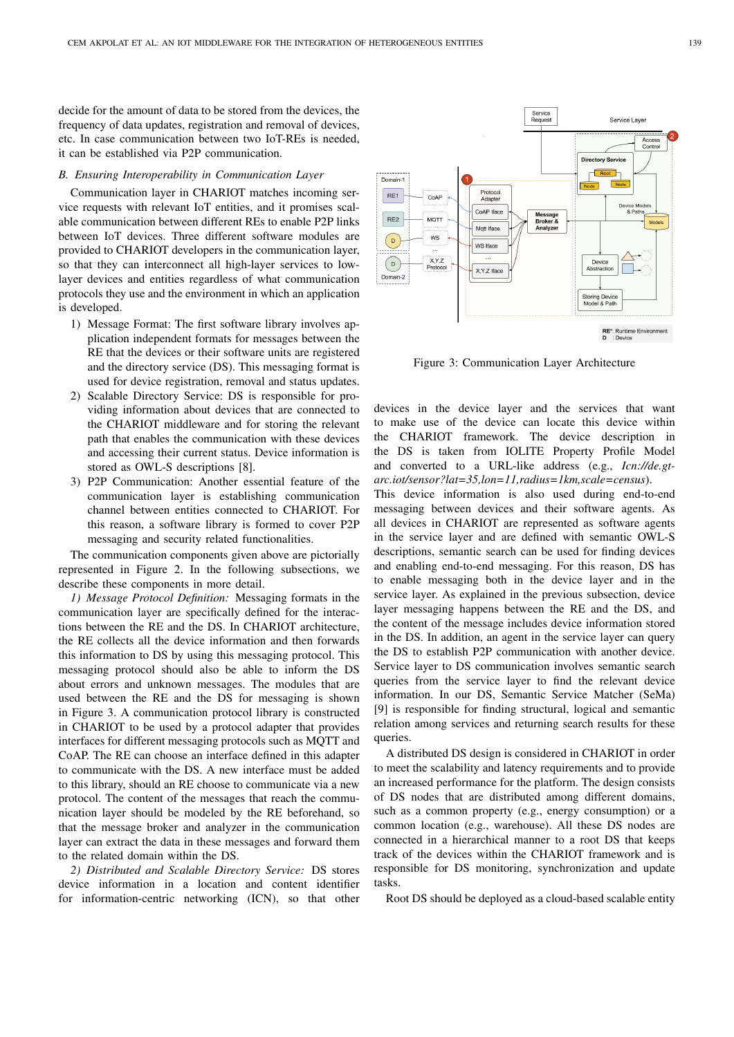decide for the amount of data to be stored from the devices, the frequency of data updates, registration and removal of devices, etc. In case communication between two IoT-REs is needed, it can be established via P2P communication.

### B. Ensuring Interoperability in Communication Layer

Communication layer in CHARIOT matches incoming service requests with relevant IoT entities, and it promises scalable communication between different REs to enable P2P links between IoT devices. Three different software modules are provided to CHARIOT developers in the communication layer, so that they can interconnect all high-layer services to low-layer devices and entities regardless of what communication protocols they use and the environment in which an application is developed.

1) Message Format: The first software library involves application independent formats for messages between the RE that the devices or their software units are registered and the directory service (DS). This messaging format is used for device registration, removal and status updates.
2) Scalable Directory Service: DS is responsible for providing information about devices that are connected to the CHARIOT middleware and for storing the relevant path that enables the communication with these devices and accessing their current status. Device information is stored as OWL-S descriptions [8].
3) P2P Communication: Another essential feature of the communication layer is establishing communication channel between entities connected to CHARIOT. For this reason, a software library is formed to cover P2P messaging and security related functionalities.

The communication components given above are pictorially represented in Figure 2. In the following subsections, we describe these components in more detail.

*1) Message Protocol Definition:* Messaging formats in the communication layer are specifically defined for the interactions between the RE and the DS. In CHARIOT architecture, the RE collects all the device information and then forwards this information to DS by using this messaging protocol. This messaging protocol should also be able to inform the DS about errors and unknown messages. The modules that are used between the RE and the DS for messaging is shown in Figure 3. A communication protocol library is constructed in CHARIOT to be used by a protocol adapter that provides interfaces for different messaging protocols such as MQTT and CoAP. The RE can choose an interface defined in this adapter to communicate with the DS. A new interface must be added to this library, should an RE choose to communicate via a new protocol. The content of the messages that reach the communication layer should be modeled by the RE beforehand, so that the message broker and analyzer in the communication layer can extract the data in these messages and forward them to the related domain within the DS.

*2) Distributed and Scalable Directory Service:* DS stores device information in a location and content identifier for information-centric networking (ICN), so that other devices in the device layer and the services that want to make use of the device can locate this device within the CHARIOT framework. The device description in the DS is taken from IOLITE Property Profile Model and converted to a URL-like address (e.g., *Icn://de.gt-arc.iot/sensor?lat=35,lon=11,radius=1km,scale=census*). This device information is also used during end-to-end messaging between devices and their software agents. As all devices in CHARIOT are represented as software agents in the service layer and are defined with semantic OWL-S descriptions, semantic search can be used for finding devices and enabling end-to-end messaging. For this reason, DS has to enable messaging both in the device layer and in the service layer. As explained in the previous subsection, device layer messaging happens between the RE and the DS, and the content of the message includes device information stored in the DS. In addition, an agent in the service layer can query the DS to establish P2P communication with another device. Service layer to DS communication involves semantic search queries from the service layer to find the relevant device information. In our DS, Semantic Service Matcher (SeMa) [9] is responsible for finding structural, logical and semantic relation among services and returning search results for these queries.

Figure 3: Communication Layer Architecture

A distributed DS design is considered in CHARIOT in order to meet the scalability and latency requirements and to provide an increased performance for the platform. The design consists of DS nodes that are distributed among different domains, such as a common property (e.g., energy consumption) or a common location (e.g., warehouse). All these DS nodes are connected in a hierarchical manner to a root DS that keeps track of the devices within the CHARIOT framework and is responsible for DS monitoring, synchronization and update tasks.

Root DS should be deployed as a cloud-based scalable entity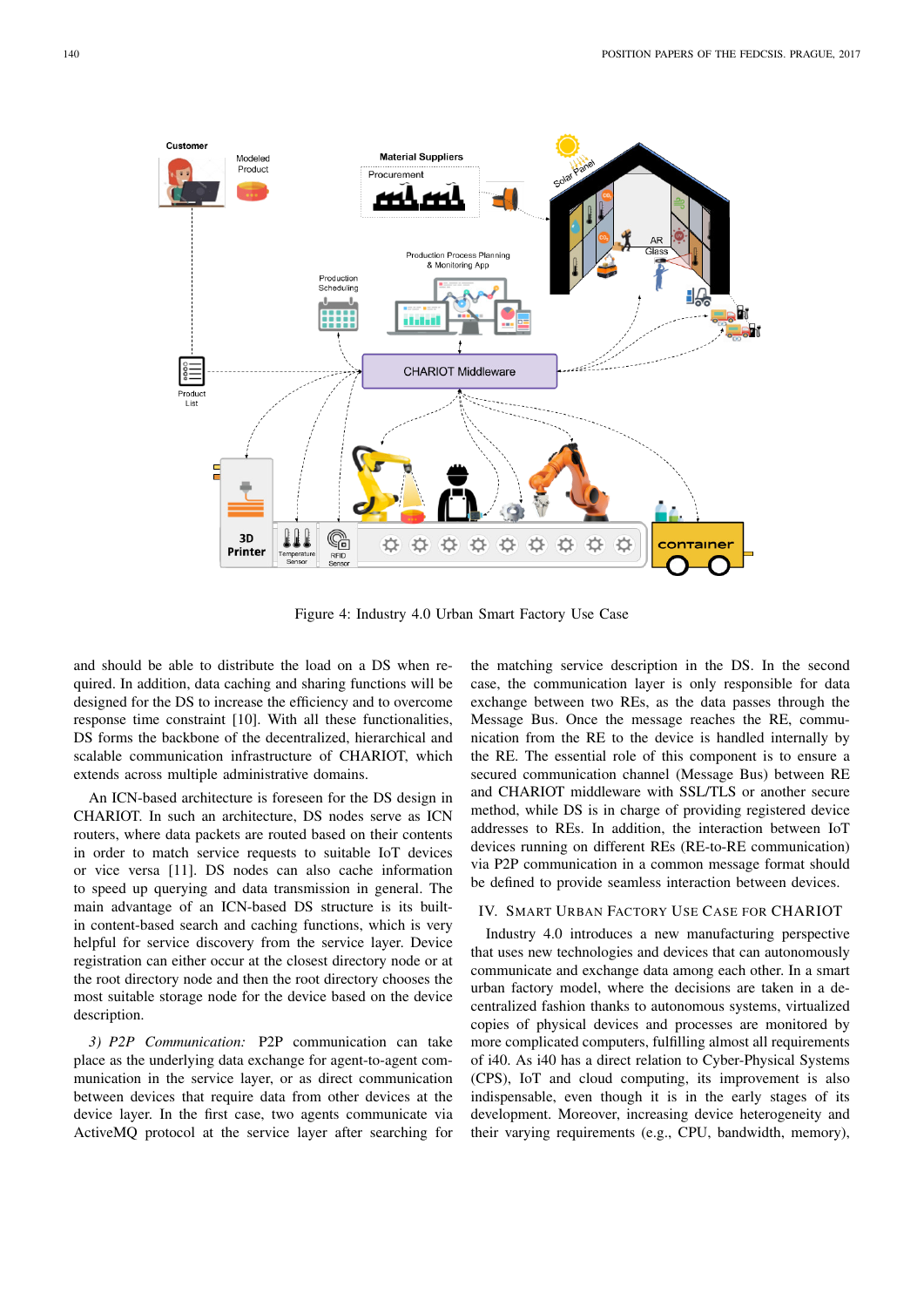Figure 4: Industry 4.0 Urban Smart Factory Use Case

and should be able to distribute the load on a DS when required. In addition, data caching and sharing functions will be designed for the DS to increase the efficiency and to overcome response time constraint [10]. With all these functionalities, DS forms the backbone of the decentralized, hierarchical and scalable communication infrastructure of CHARIOT, which extends across multiple administrative domains.

An ICN-based architecture is foreseen for the DS design in CHARIOT. In such an architecture, DS nodes serve as ICN routers, where data packets are routed based on their contents in order to match service requests to suitable IoT devices or vice versa [11]. DS nodes can also cache information to speed up querying and data transmission in general. The main advantage of an ICN-based DS structure is its built-in content-based search and caching functions, which is very helpful for service discovery from the service layer. Device registration can either occur at the closest directory node or at the root directory node and then the root directory chooses the most suitable storage node for the device based on the device description.

*3) P2P Communication:* P2P communication can take place as the underlying data exchange for agent-to-agent communication in the service layer, or as direct communication between devices that require data from other devices at the device layer. In the first case, two agents communicate via ActiveMQ protocol at the service layer after searching for the matching service description in the DS. In the second case, the communication layer is only responsible for data exchange between two REs, as the data passes through the Message Bus. Once the message reaches the RE, communication from the RE to the device is handled internally by the RE. The essential role of this component is to ensure a secured communication channel (Message Bus) between RE and CHARIOT middleware with SSL/TLS or another secure method, while DS is in charge of providing registered device addresses to REs. In addition, the interaction between IoT devices running on different REs (RE-to-RE communication) via P2P communication in a common message format should be defined to provide seamless interaction between devices.

## IV. Smart Urban Factory Use Case for CHARIOT

Industry 4.0 introduces a new manufacturing perspective that uses new technologies and devices that can autonomously communicate and exchange data among each other. In a smart urban factory model, where the decisions are taken in a decentralized fashion thanks to autonomous systems, virtualized copies of physical devices and processes are monitored by more complicated computers, fulfilling almost all requirements of i40. As i40 has a direct relation to Cyber-Physical Systems (CPS), IoT and cloud computing, its improvement is also indispensable, even though it is in the early stages of its development. Moreover, increasing device heterogeneity and their varying requirements (e.g., CPU, bandwidth, memory),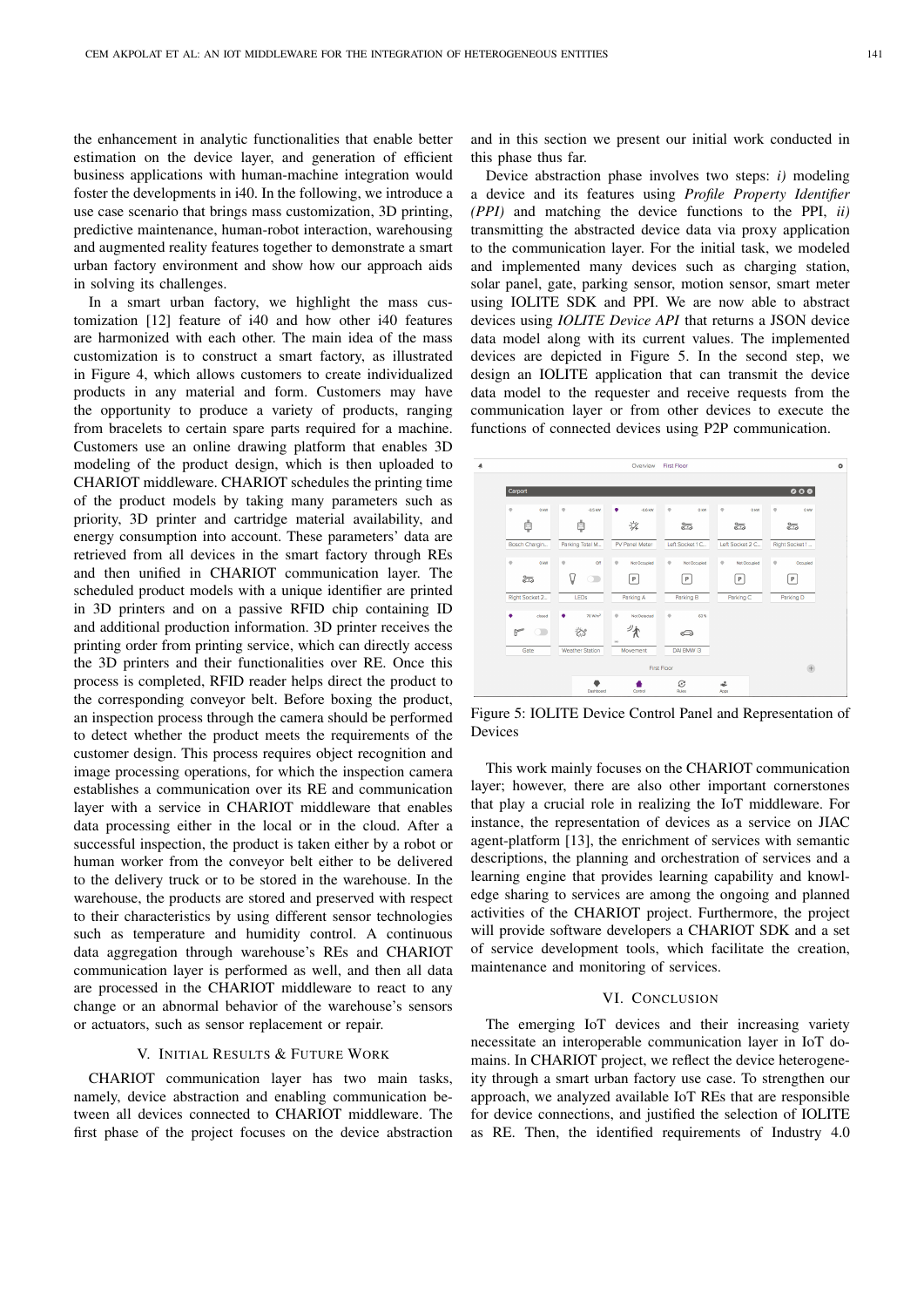the enhancement in analytic functionalities that enable better estimation on the device layer, and generation of efficient business applications with human-machine integration would foster the developments in i40. In the following, we introduce a use case scenario that brings mass customization, 3D printing, predictive maintenance, human-robot interaction, warehousing and augmented reality features together to demonstrate a smart urban factory environment and show how our approach aids in solving its challenges.

In a smart urban factory, we highlight the mass customization [12] feature of i40 and how other i40 features are harmonized with each other. The main idea of the mass customization is to construct a smart factory, as illustrated in Figure 4, which allows customers to create individualized products in any material and form. Customers may have the opportunity to produce a variety of products, ranging from bracelets to certain spare parts required for a machine. Customers use an online drawing platform that enables 3D modeling of the product design, which is then uploaded to CHARIOT middleware. CHARIOT schedules the printing time of the product models by taking many parameters such as priority, 3D printer and cartridge material availability, and energy consumption into account. These parameters' data are retrieved from all devices in the smart factory through REs and then unified in CHARIOT communication layer. The scheduled product models with a unique identifier are printed in 3D printers and on a passive RFID chip containing ID and additional production information. 3D printer receives the printing order from printing service, which can directly access the 3D printers and their functionalities over RE. Once this process is completed, RFID reader helps direct the product to the corresponding conveyor belt. Before boxing the product, an inspection process through the camera should be performed to detect whether the product meets the requirements of the customer design. This process requires object recognition and image processing operations, for which the inspection camera establishes a communication over its RE and communication layer with a service in CHARIOT middleware that enables data processing either in the local or in the cloud. After a successful inspection, the product is taken either by a robot or human worker from the conveyor belt either to be delivered to the delivery truck or to be stored in the warehouse. In the warehouse, the products are stored and preserved with respect to their characteristics by using different sensor technologies such as temperature and humidity control. A continuous data aggregation through warehouse's REs and CHARIOT communication layer is performed as well, and then all data are processed in the CHARIOT middleware to react to any change or an abnormal behavior of the warehouse's sensors or actuators, such as sensor replacement or repair.

## V. Initial Results & Future Work

CHARIOT communication layer has two main tasks, namely, device abstraction and enabling communication between all devices connected to CHARIOT middleware. The first phase of the project focuses on the device abstraction and in this section we present our initial work conducted in this phase thus far.

Device abstraction phase involves two steps: *i)* modeling a device and its features using *Profile Property Identifier (PPI)* and matching the device functions to the PPI, *ii)* transmitting the abstracted device data via proxy application to the communication layer. For the initial task, we modeled and implemented many devices such as charging station, solar panel, gate, parking sensor, motion sensor, smart meter using IOLITE SDK and PPI. We are now able to abstract devices using *IOLITE Device API* that returns a JSON device data model along with its current values. The implemented devices are depicted in Figure 5. In the second step, we design an IOLITE application that can transmit the device data model to the requester and receive requests from the communication layer or from other devices to execute the functions of connected devices using P2P communication.

Figure 5: IOLITE Device Control Panel and Representation of Devices

This work mainly focuses on the CHARIOT communication layer; however, there are also other important cornerstones that play a crucial role in realizing the IoT middleware. For instance, the representation of devices as a service on JIAC agent-platform [13], the enrichment of services with semantic descriptions, the planning and orchestration of services and a learning engine that provides learning capability and knowledge sharing to services are among the ongoing and planned activities of the CHARIOT project. Furthermore, the project will provide software developers a CHARIOT SDK and a set of service development tools, which facilitate the creation, maintenance and monitoring of services.

## VI. Conclusion

The emerging IoT devices and their increasing variety necessitate an interoperable communication layer in IoT domains. In CHARIOT project, we reflect the device heterogeneity through a smart urban factory use case. To strengthen our approach, we analyzed available IoT REs that are responsible for device connections, and justified the selection of IOLITE as RE. Then, the identified requirements of Industry 4.0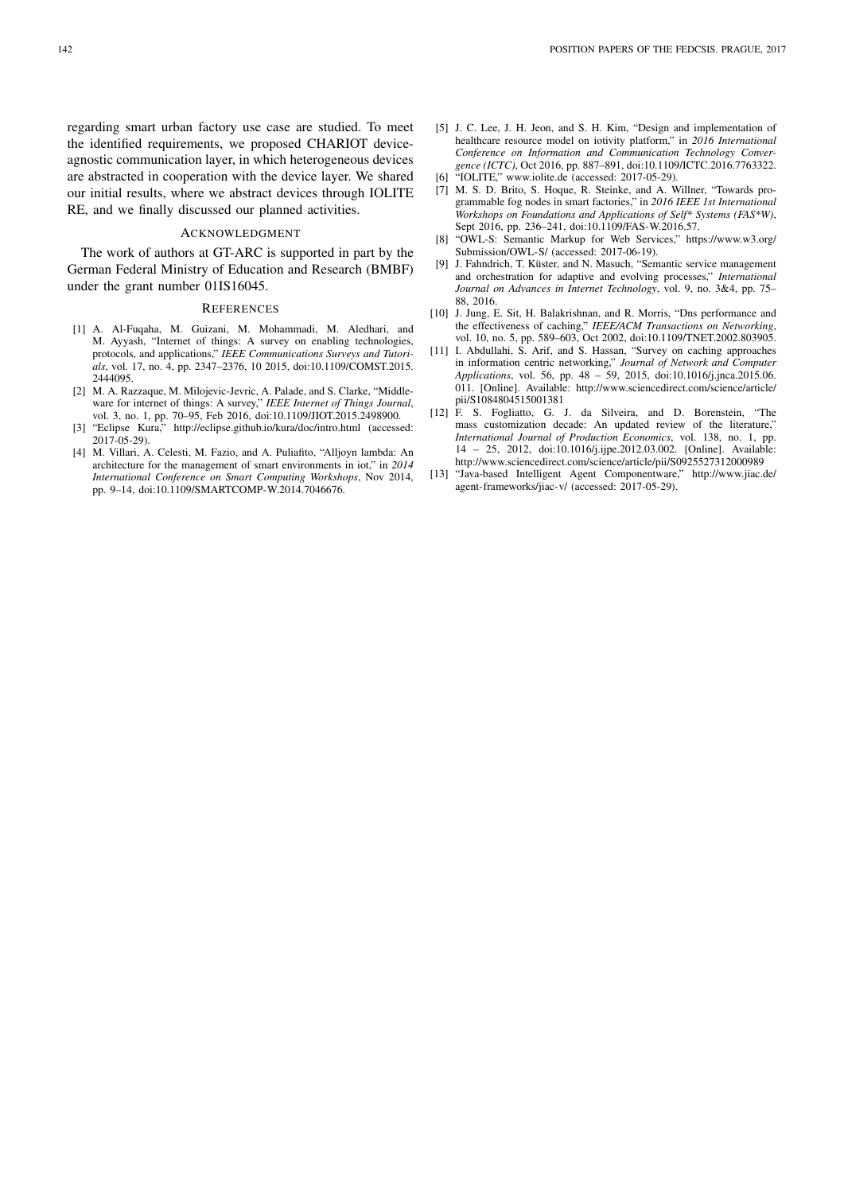regarding smart urban factory use case are studied. To meet the identified requirements, we proposed CHARIOT device-agnostic communication layer, in which heterogeneous devices are abstracted in cooperation with the device layer. We shared our initial results, where we abstract devices through IOLITE RE, and we finally discussed our planned activities.

## Acknowledgment

The work of authors at GT-ARC is supported in part by the German Federal Ministry of Education and Research (BMBF) under the grant number 01IS16045.

## References

[1] A. Al-Fuqaha, M. Guizani, M. Mohammadi, M. Aledhari, and M. Ayyash, "Internet of things: A survey on enabling technologies, protocols, and applications," *IEEE Communications Surveys and Tutorials*, vol. 17, no. 4, pp. 2347–2376, 10 2015, doi:10.1109/COMST.2015.2444095.

[2] M. A. Razzaque, M. Milojevic-Jevric, A. Palade, and S. Clarke, "Middleware for internet of things: A survey," *IEEE Internet of Things Journal*, vol. 3, no. 1, pp. 70–95, Feb 2016, doi:10.1109/JIOT.2015.2498900.

[3] "Eclipse Kura," http://eclipse.github.io/kura/doc/intro.html (accessed: 2017-05-29).

[4] M. Villari, A. Celesti, M. Fazio, and A. Puliafito, "Alljoyn lambda: An architecture for the management of smart environments in iot," in *2014 International Conference on Smart Computing Workshops*, Nov 2014, pp. 9–14, doi:10.1109/SMARTCOMP-W.2014.7046676.

[5] J. C. Lee, J. H. Jeon, and S. H. Kim, "Design and implementation of healthcare resource model on iotivity platform," in *2016 International Conference on Information and Communication Technology Convergence (ICTC)*, Oct 2016, pp. 887–891, doi:10.1109/ICTC.2016.7763322.

[6] "IOLITE," www.iolite.de (accessed: 2017-05-29).

[7] M. S. D. Brito, S. Hoque, R. Steinke, and A. Willner, "Towards programmable fog nodes in smart factories," in *2016 IEEE 1st International Workshops on Foundations and Applications of Self\* Systems (FAS\*W)*, Sept 2016, pp. 236–241, doi:10.1109/FAS-W.2016.57.

[8] "OWL-S: Semantic Markup for Web Services," https://www.w3.org/Submission/OWL-S/ (accessed: 2017-06-19).

[9] J. Fahndrich, T. Küster, and N. Masuch, "Semantic service management and orchestration for adaptive and evolving processes," *International Journal on Advances in Internet Technology*, vol. 9, no. 3&4, pp. 75–88, 2016.

[10] J. Jung, E. Sit, H. Balakrishnan, and R. Morris, "Dns performance and the effectiveness of caching," *IEEE/ACM Transactions on Networking*, vol. 10, no. 5, pp. 589–603, Oct 2002, doi:10.1109/TNET.2002.803905.

[11] I. Abdullahi, S. Arif, and S. Hassan, "Survey on caching approaches in information centric networking," *Journal of Network and Computer Applications*, vol. 56, pp. 48 – 59, 2015, doi:10.1016/j.jnca.2015.06.011. [Online]. Available: http://www.sciencedirect.com/science/article/pii/S1084804515001381

[12] F. S. Fogliatto, G. J. da Silveira, and D. Borenstein, "The mass customization decade: An updated review of the literature," *International Journal of Production Economics*, vol. 138, no. 1, pp. 14 – 25, 2012, doi:10.1016/j.ijpe.2012.03.002. [Online]. Available: http://www.sciencedirect.com/science/article/pii/S0925527312000989

[13] "Java-based Intelligent Agent Componentware," http://www.jiac.de/agent-frameworks/jiac-v/ (accessed: 2017-05-29).